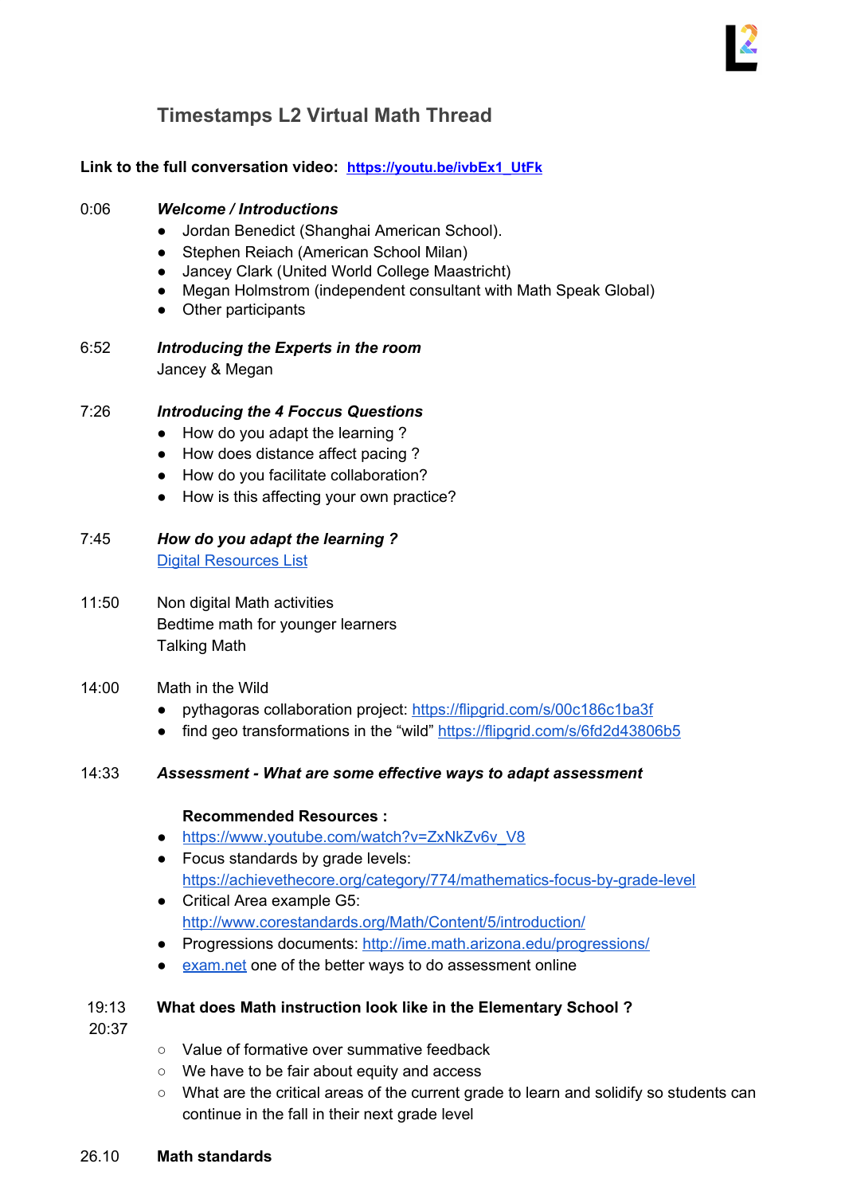# Timestamps L2 Virtual Math Thread

**Link to the full conversation video:** **https://youtu.be/ivbEx1_UtFk**

0:06 ***Welcome / Introductions***

- Jordan Benedict (Shanghai American School).
- Stephen Reiach (American School Milan)
- Jancey Clark (United World College Maastricht)
- Megan Holmstrom (independent consultant with Math Speak Global)
- Other participants

6:52 ***Introducing the Experts in the room***

Jancey & Megan

7:26 ***Introducing the 4 Foccus Questions***

- How do you adapt the learning ?
- How does distance affect pacing ?
- How do you facilitate collaboration?
- How is this affecting your own practice?

7:45 ***How do you adapt the learning ?***

Digital Resources List

11:50 Non digital Math activities

Bedtime math for younger learners

Talking Math

14:00 Math in the Wild

- pythagoras collaboration project: https://flipgrid.com/s/00c186c1ba3f
- find geo transformations in the "wild" https://flipgrid.com/s/6fd2d43806b5

14:33 ***Assessment - What are some effective ways to adapt assessment***

**Recommended Resources :**

- https://www.youtube.com/watch?v=ZxNkZv6v_V8
- Focus standards by grade levels: https://achievethecore.org/category/774/mathematics-focus-by-grade-level
- Critical Area example G5: http://www.corestandards.org/Math/Content/5/introduction/
- Progressions documents: http://ime.math.arizona.edu/progressions/
- exam.net one of the better ways to do assessment online

19:13 20:37 **What does Math instruction look like in the Elementary School ?**

- Value of formative over summative feedback
- We have to be fair about equity and access
- What are the critical areas of the current grade to learn and solidify so students can continue in the fall in their next grade level

26.10 **Math standards**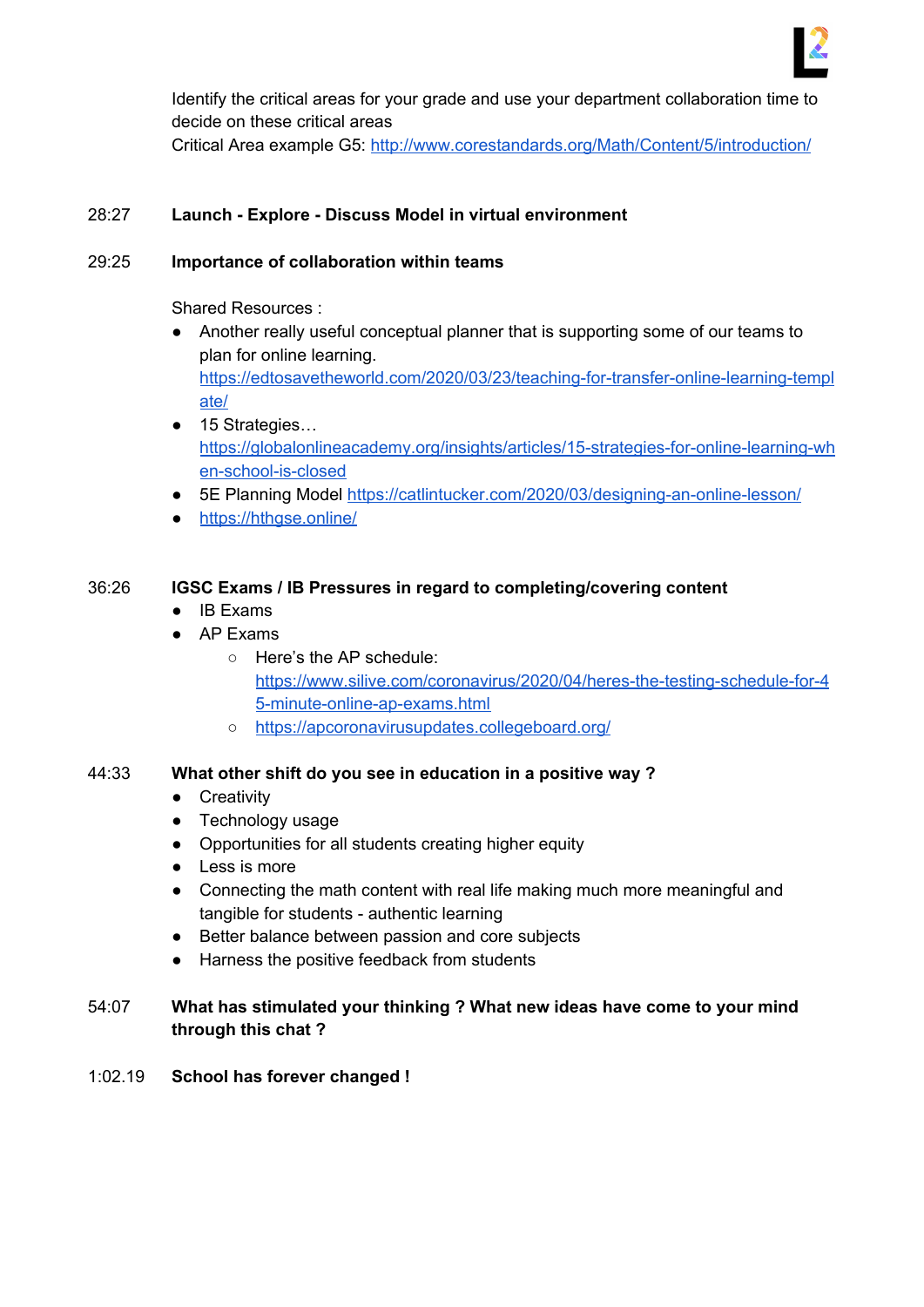Identify the critical areas for your grade and use your department collaboration time to decide on these critical areas

Critical Area example G5: http://www.corestandards.org/Math/Content/5/introduction/

28:27 **Launch - Explore - Discuss Model in virtual environment**

29:25 **Importance of collaboration within teams**

Shared Resources :

- Another really useful conceptual planner that is supporting some of our teams to plan for online learning. https://edtosavetheworld.com/2020/03/23/teaching-for-transfer-online-learning-template/
- 15 Strategies… https://globalonlineacademy.org/insights/articles/15-strategies-for-online-learning-when-school-is-closed
- 5E Planning Model https://catlintucker.com/2020/03/designing-an-online-lesson/
- https://hthgse.online/

36:26 **IGSC Exams / IB Pressures in regard to completing/covering content**

- IB Exams
- AP Exams
  - Here's the AP schedule: https://www.silive.com/coronavirus/2020/04/heres-the-testing-schedule-for-45-minute-online-ap-exams.html
  - https://apcoronavirusupdates.collegeboard.org/

44:33 **What other shift do you see in education in a positive way ?**

- Creativity
- Technology usage
- Opportunities for all students creating higher equity
- Less is more
- Connecting the math content with real life making much more meaningful and tangible for students - authentic learning
- Better balance between passion and core subjects
- Harness the positive feedback from students

54:07 **What has stimulated your thinking ? What new ideas have come to your mind through this chat ?**

1:02.19 **School has forever changed !**